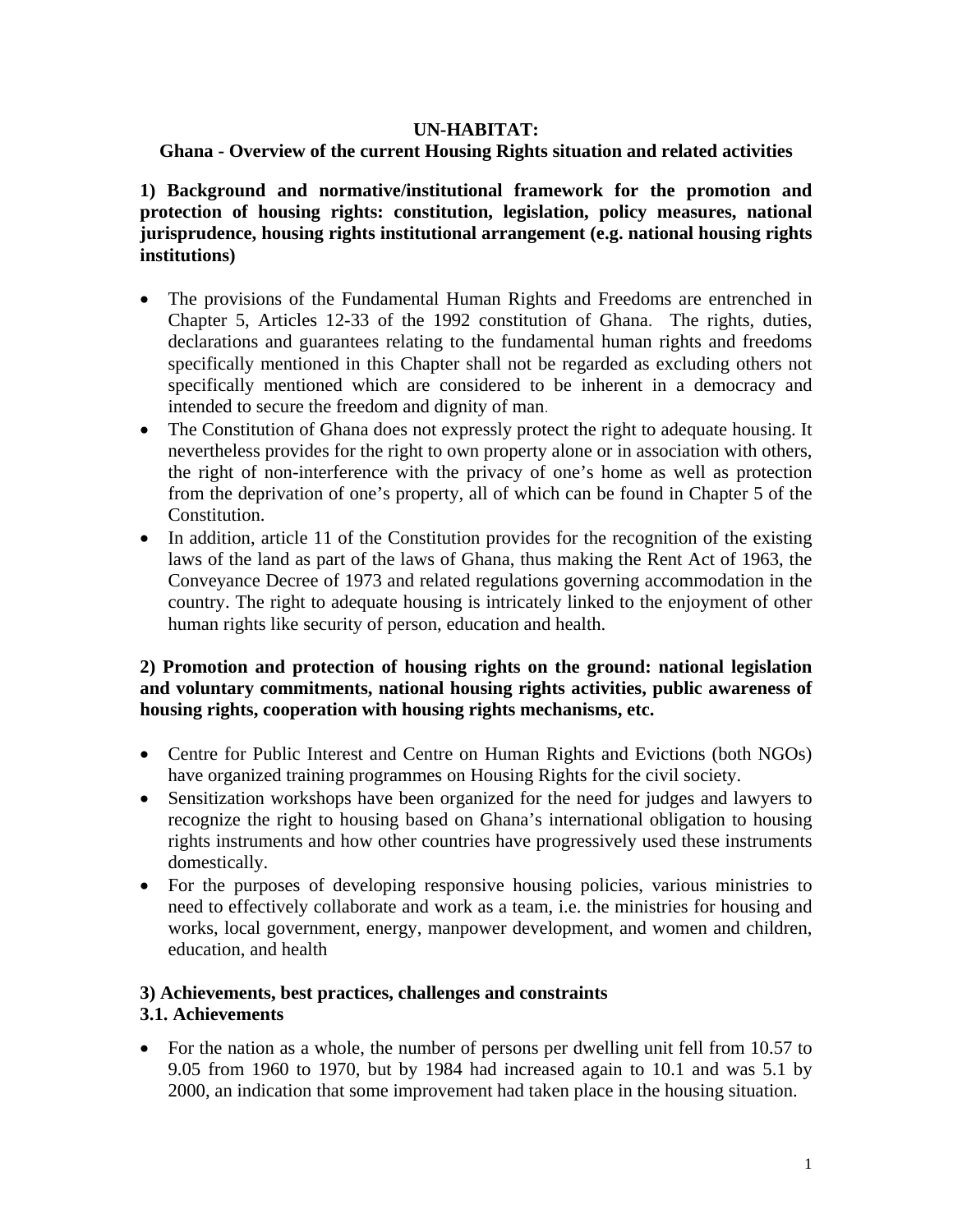**UN-HABITAT:**

# Ghana - Overview of the current Housing Rights situation and related activities

## 1) Background and normative/institutional framework for the promotion and protection of housing rights: constitution, legislation, policy measures, national jurisprudence, housing rights institutional arrangement (e.g. national housing rights institutions)

- The provisions of the Fundamental Human Rights and Freedoms are entrenched in Chapter 5, Articles 12-33 of the 1992 constitution of Ghana. The rights, duties, declarations and guarantees relating to the fundamental human rights and freedoms specifically mentioned in this Chapter shall not be regarded as excluding others not specifically mentioned which are considered to be inherent in a democracy and intended to secure the freedom and dignity of man.
- The Constitution of Ghana does not expressly protect the right to adequate housing. It nevertheless provides for the right to own property alone or in association with others, the right of non-interference with the privacy of one's home as well as protection from the deprivation of one's property, all of which can be found in Chapter 5 of the Constitution.
- In addition, article 11 of the Constitution provides for the recognition of the existing laws of the land as part of the laws of Ghana, thus making the Rent Act of 1963, the Conveyance Decree of 1973 and related regulations governing accommodation in the country. The right to adequate housing is intricately linked to the enjoyment of other human rights like security of person, education and health.

## 2) Promotion and protection of housing rights on the ground: national legislation and voluntary commitments, national housing rights activities, public awareness of housing rights, cooperation with housing rights mechanisms, etc.

- Centre for Public Interest and Centre on Human Rights and Evictions (both NGOs) have organized training programmes on Housing Rights for the civil society.
- Sensitization workshops have been organized for the need for judges and lawyers to recognize the right to housing based on Ghana's international obligation to housing rights instruments and how other countries have progressively used these instruments domestically.
- For the purposes of developing responsive housing policies, various ministries to need to effectively collaborate and work as a team, i.e. the ministries for housing and works, local government, energy, manpower development, and women and children, education, and health

## 3) Achievements, best practices, challenges and constraints

### 3.1. Achievements

- For the nation as a whole, the number of persons per dwelling unit fell from 10.57 to 9.05 from 1960 to 1970, but by 1984 had increased again to 10.1 and was 5.1 by 2000, an indication that some improvement had taken place in the housing situation.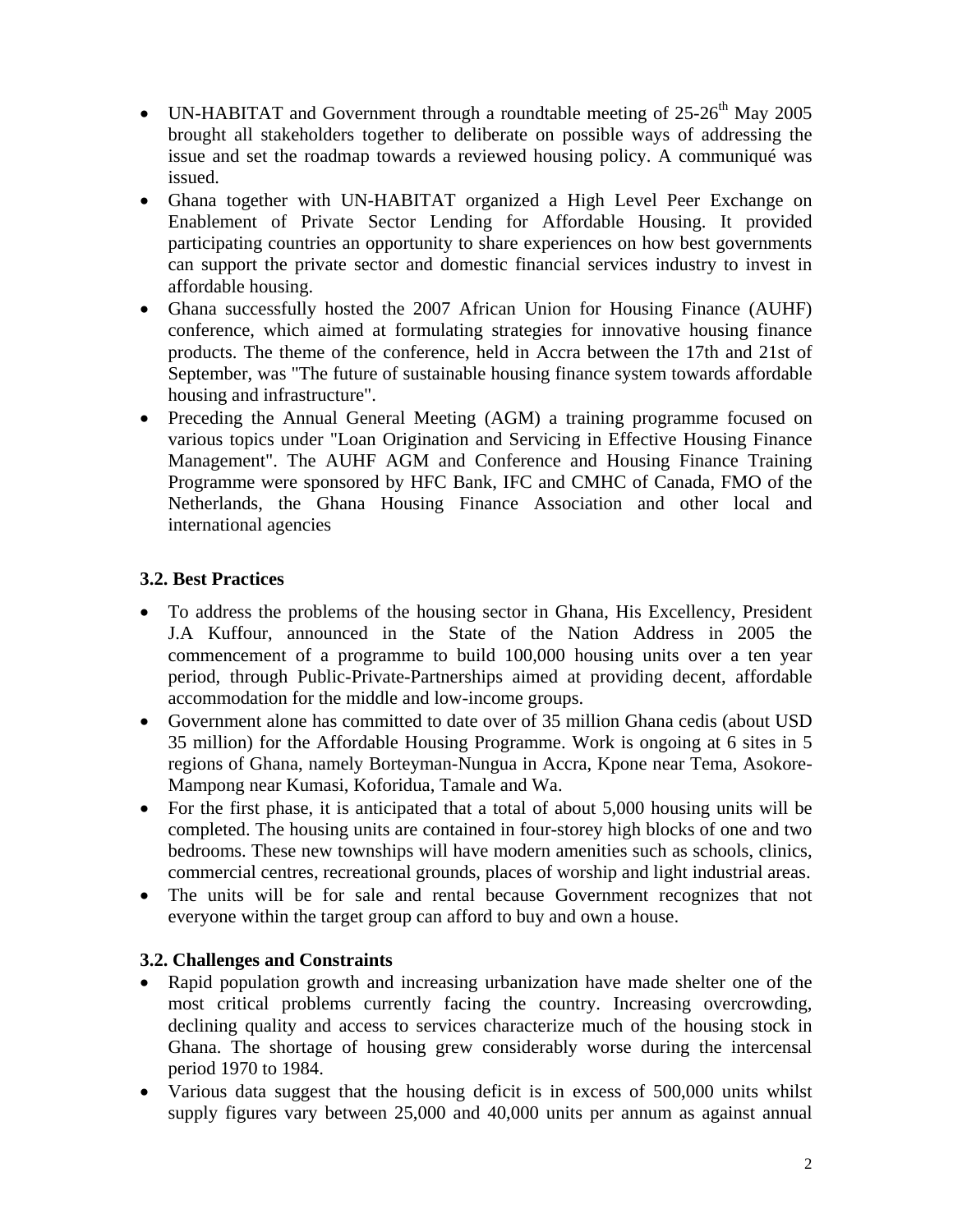- UN-HABITAT and Government through a roundtable meeting of 25-26th May 2005 brought all stakeholders together to deliberate on possible ways of addressing the issue and set the roadmap towards a reviewed housing policy. A communiqué was issued.
- Ghana together with UN-HABITAT organized a High Level Peer Exchange on Enablement of Private Sector Lending for Affordable Housing. It provided participating countries an opportunity to share experiences on how best governments can support the private sector and domestic financial services industry to invest in affordable housing.
- Ghana successfully hosted the 2007 African Union for Housing Finance (AUHF) conference, which aimed at formulating strategies for innovative housing finance products. The theme of the conference, held in Accra between the 17th and 21st of September, was "The future of sustainable housing finance system towards affordable housing and infrastructure".
- Preceding the Annual General Meeting (AGM) a training programme focused on various topics under "Loan Origination and Servicing in Effective Housing Finance Management". The AUHF AGM and Conference and Housing Finance Training Programme were sponsored by HFC Bank, IFC and CMHC of Canada, FMO of the Netherlands, the Ghana Housing Finance Association and other local and international agencies

### 3.2. Best Practices

- To address the problems of the housing sector in Ghana, His Excellency, President J.A Kuffour, announced in the State of the Nation Address in 2005 the commencement of a programme to build 100,000 housing units over a ten year period, through Public-Private-Partnerships aimed at providing decent, affordable accommodation for the middle and low-income groups.
- Government alone has committed to date over of 35 million Ghana cedis (about USD 35 million) for the Affordable Housing Programme. Work is ongoing at 6 sites in 5 regions of Ghana, namely Borteyman-Nungua in Accra, Kpone near Tema, Asokore-Mampong near Kumasi, Koforidua, Tamale and Wa.
- For the first phase, it is anticipated that a total of about 5,000 housing units will be completed. The housing units are contained in four-storey high blocks of one and two bedrooms. These new townships will have modern amenities such as schools, clinics, commercial centres, recreational grounds, places of worship and light industrial areas.
- The units will be for sale and rental because Government recognizes that not everyone within the target group can afford to buy and own a house.

### 3.2. Challenges and Constraints

- Rapid population growth and increasing urbanization have made shelter one of the most critical problems currently facing the country. Increasing overcrowding, declining quality and access to services characterize much of the housing stock in Ghana. The shortage of housing grew considerably worse during the intercensal period 1970 to 1984.
- Various data suggest that the housing deficit is in excess of 500,000 units whilst supply figures vary between 25,000 and 40,000 units per annum as against annual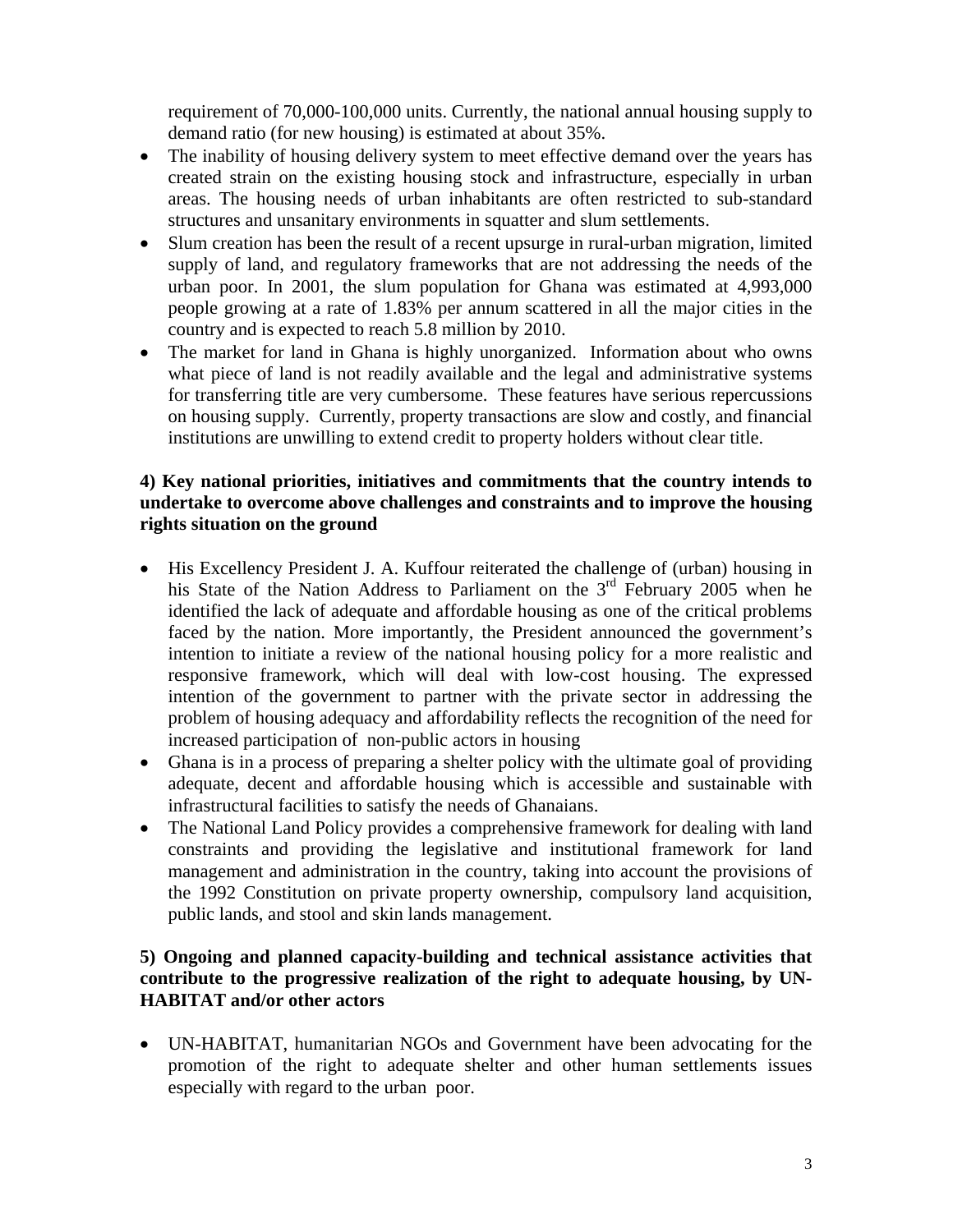requirement of 70,000-100,000 units. Currently, the national annual housing supply to demand ratio (for new housing) is estimated at about 35%.

- The inability of housing delivery system to meet effective demand over the years has created strain on the existing housing stock and infrastructure, especially in urban areas. The housing needs of urban inhabitants are often restricted to sub-standard structures and unsanitary environments in squatter and slum settlements.
- Slum creation has been the result of a recent upsurge in rural-urban migration, limited supply of land, and regulatory frameworks that are not addressing the needs of the urban poor. In 2001, the slum population for Ghana was estimated at 4,993,000 people growing at a rate of 1.83% per annum scattered in all the major cities in the country and is expected to reach 5.8 million by 2010.
- The market for land in Ghana is highly unorganized. Information about who owns what piece of land is not readily available and the legal and administrative systems for transferring title are very cumbersome. These features have serious repercussions on housing supply. Currently, property transactions are slow and costly, and financial institutions are unwilling to extend credit to property holders without clear title.

**4) Key national priorities, initiatives and commitments that the country intends to undertake to overcome above challenges and constraints and to improve the housing rights situation on the ground**

- His Excellency President J. A. Kuffour reiterated the challenge of (urban) housing in his State of the Nation Address to Parliament on the 3rd February 2005 when he identified the lack of adequate and affordable housing as one of the critical problems faced by the nation. More importantly, the President announced the government's intention to initiate a review of the national housing policy for a more realistic and responsive framework, which will deal with low-cost housing. The expressed intention of the government to partner with the private sector in addressing the problem of housing adequacy and affordability reflects the recognition of the need for increased participation of non-public actors in housing
- Ghana is in a process of preparing a shelter policy with the ultimate goal of providing adequate, decent and affordable housing which is accessible and sustainable with infrastructural facilities to satisfy the needs of Ghanaians.
- The National Land Policy provides a comprehensive framework for dealing with land constraints and providing the legislative and institutional framework for land management and administration in the country, taking into account the provisions of the 1992 Constitution on private property ownership, compulsory land acquisition, public lands, and stool and skin lands management.

**5) Ongoing and planned capacity-building and technical assistance activities that contribute to the progressive realization of the right to adequate housing, by UN-HABITAT and/or other actors**

- UN-HABITAT, humanitarian NGOs and Government have been advocating for the promotion of the right to adequate shelter and other human settlements issues especially with regard to the urban poor.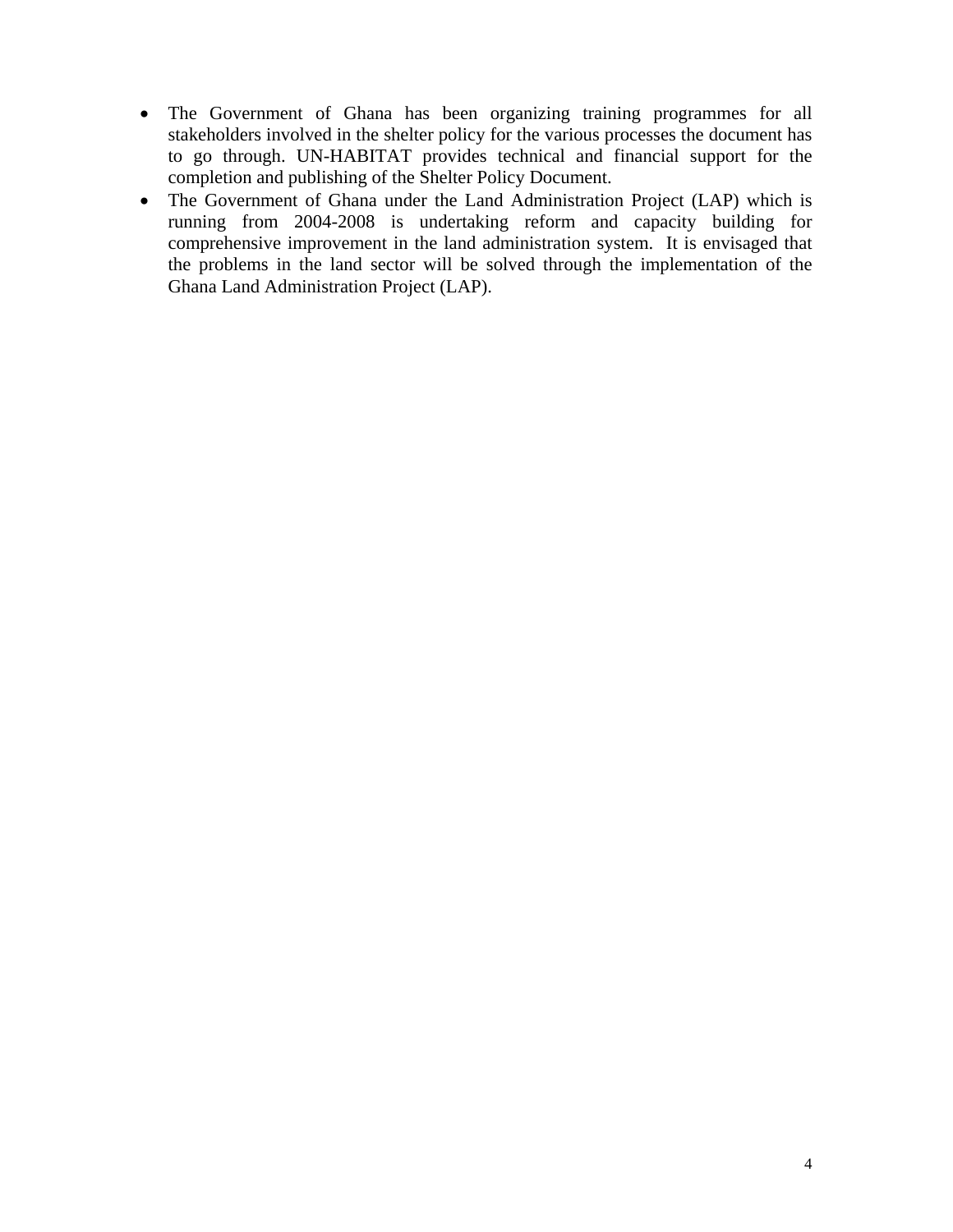- The Government of Ghana has been organizing training programmes for all stakeholders involved in the shelter policy for the various processes the document has to go through. UN-HABITAT provides technical and financial support for the completion and publishing of the Shelter Policy Document.
- The Government of Ghana under the Land Administration Project (LAP) which is running from 2004-2008 is undertaking reform and capacity building for comprehensive improvement in the land administration system. It is envisaged that the problems in the land sector will be solved through the implementation of the Ghana Land Administration Project (LAP).